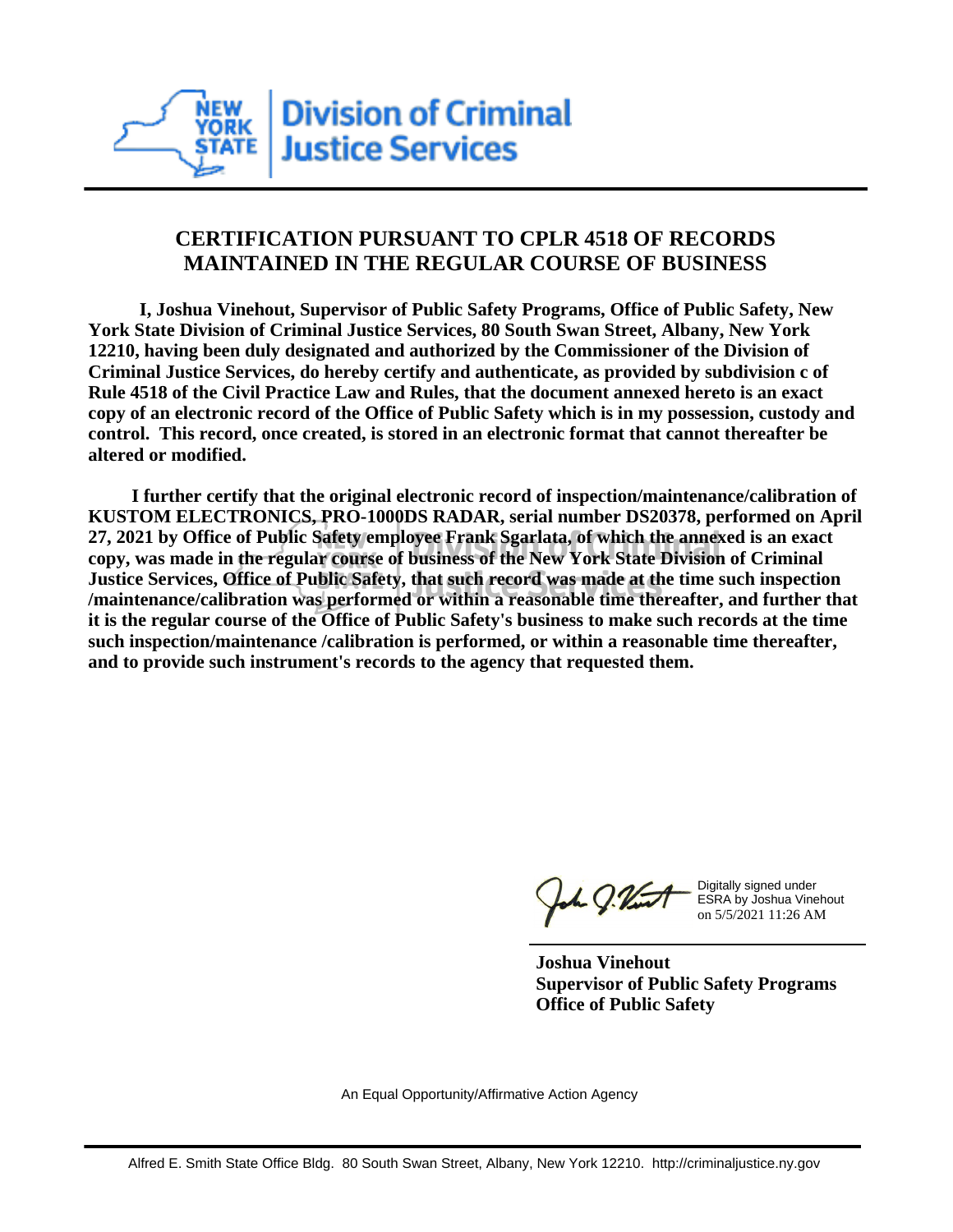Division of Criminal Justice Services

## CERTIFICATION PURSUANT TO CPLR 4518 OF RECORDS MAINTAINED IN THE REGULAR COURSE OF BUSINESS

**I, Joshua Vinehout, Supervisor of Public Safety Programs, Office of Public Safety, New York State Division of Criminal Justice Services, 80 South Swan Street, Albany, New York 12210, having been duly designated and authorized by the Commissioner of the Division of Criminal Justice Services, do hereby certify and authenticate, as provided by subdivision c of Rule 4518 of the Civil Practice Law and Rules, that the document annexed hereto is an exact copy of an electronic record of the Office of Public Safety which is in my possession, custody and control. This record, once created, is stored in an electronic format that cannot thereafter be altered or modified.**

**I further certify that the original electronic record of inspection/maintenance/calibration of KUSTOM ELECTRONICS, PRO-1000DS RADAR, serial number DS20378, performed on April 27, 2021 by Office of Public Safety employee Frank Sgarlata, of which the annexed is an exact copy, was made in the regular course of business of the New York State Division of Criminal Justice Services, Office of Public Safety, that such record was made at the time such inspection /maintenance/calibration was performed or within a reasonable time thereafter, and further that it is the regular course of the Office of Public Safety's business to make such records at the time such inspection/maintenance /calibration is performed, or within a reasonable time thereafter, and to provide such instrument's records to the agency that requested them.**

Digitally signed under ESRA by Joshua Vinehout on 5/5/2021 11:26 AM

**Joshua Vinehout**
**Supervisor of Public Safety Programs**
**Office of Public Safety**

An Equal Opportunity/Affirmative Action Agency

Alfred E. Smith State Office Bldg. 80 South Swan Street, Albany, New York 12210. http://criminaljustice.ny.gov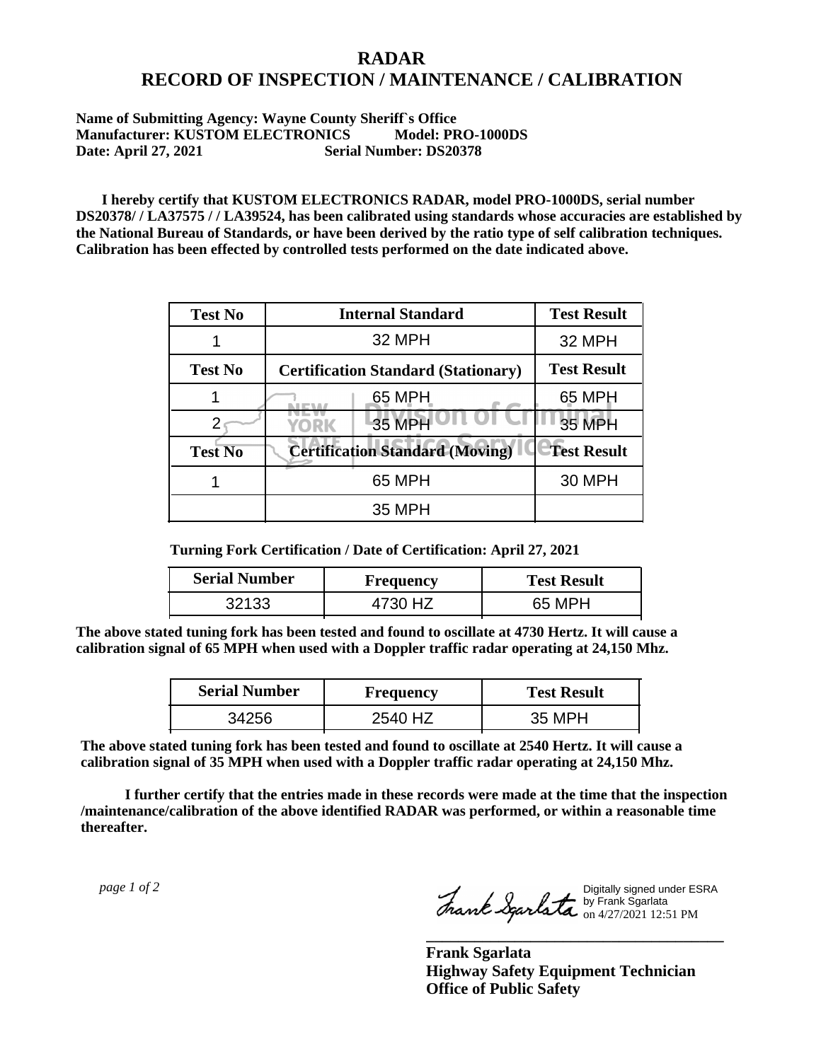# RADAR
# RECORD OF INSPECTION / MAINTENANCE / CALIBRATION

**Name of Submitting Agency: Wayne County Sheriff`s Office**
**Manufacturer: KUSTOM ELECTRONICS Model: PRO-1000DS**
**Date: April 27, 2021 Serial Number: DS20378**

**I hereby certify that KUSTOM ELECTRONICS RADAR, model PRO-1000DS, serial number DS20378/ / LA37575 / / LA39524, has been calibrated using standards whose accuracies are established by the National Bureau of Standards, or have been derived by the ratio type of self calibration techniques. Calibration has been effected by controlled tests performed on the date indicated above.**

| Test No | Internal Standard | Test Result |
|---|---|---|
| 1 | 32 MPH | 32 MPH |
| **Test No** | **Certification Standard (Stationary)** | **Test Result** |
| 1 | 65 MPH | 65 MPH |
| 2 | 35 MPH | 35 MPH |
| **Test No** | **Certification Standard (Moving)** | **Test Result** |
| 1 | 65 MPH | 30 MPH |
| | 35 MPH | |

**Turning Fork Certification / Date of Certification: April 27, 2021**

| Serial Number | Frequency | Test Result |
|---|---|---|
| 32133 | 4730 HZ | 65 MPH |

**The above stated tuning fork has been tested and found to oscillate at 4730 Hertz. It will cause a calibration signal of 65 MPH when used with a Doppler traffic radar operating at 24,150 Mhz.**

| Serial Number | Frequency | Test Result |
|---|---|---|
| 34256 | 2540 HZ | 35 MPH |

**The above stated tuning fork has been tested and found to oscillate at 2540 Hertz. It will cause a calibration signal of 35 MPH when used with a Doppler traffic radar operating at 24,150 Mhz.**

**I further certify that the entries made in these records were made at the time that the inspection /maintenance/calibration of the above identified RADAR was performed, or within a reasonable time thereafter.**

Digitally signed under ESRA by Frank Sgarlata on 4/27/2021 12:51 PM

**Frank Sgarlata**
**Highway Safety Equipment Technician**
**Office of Public Safety**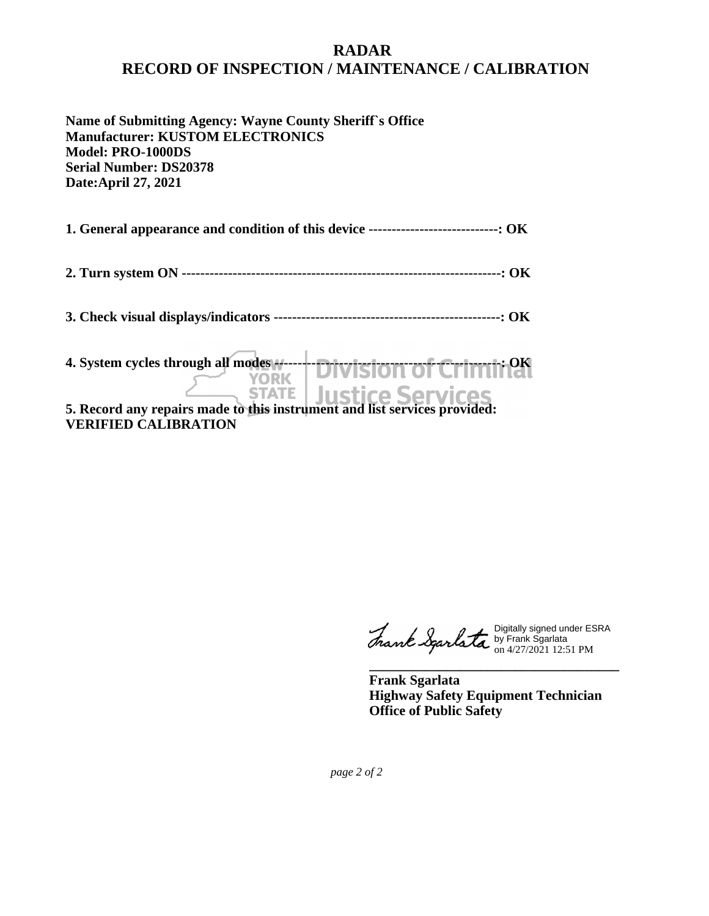# RADAR
# RECORD OF INSPECTION / MAINTENANCE / CALIBRATION

**Name of Submitting Agency: Wayne County Sheriff`s Office**
**Manufacturer: KUSTOM ELECTRONICS**
**Model: PRO-1000DS**
**Serial Number: DS20378**
**Date:April 27, 2021**

**1. General appearance and condition of this device ----------------------------: OK**

**2. Turn system ON -------------------------------------------------------------------: OK**

**3. Check visual displays/indicators -------------------------------------------------: OK**

**4. System cycles through all modes ------------------------------------------------: OK**

**5. Record any repairs made to this instrument and list services provided:**
**VERIFIED CALIBRATION**

Digitally signed under ESRA by Frank Sgarlata on 4/27/2021 12:51 PM

**Frank Sgarlata**
**Highway Safety Equipment Technician**
**Office of Public Safety**